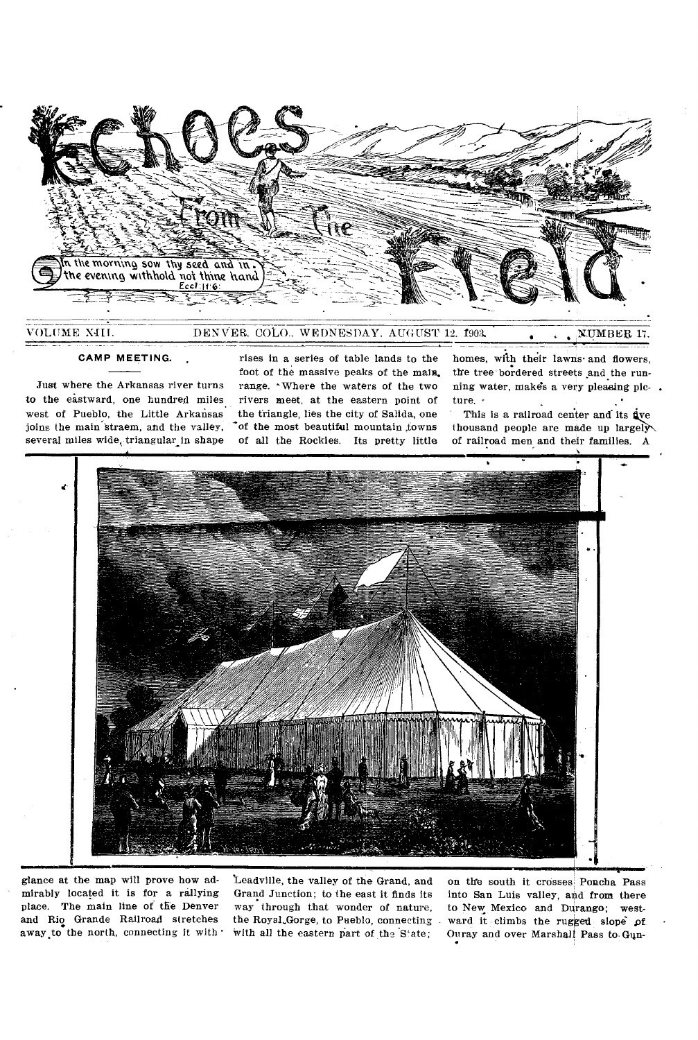# Echoes From The Field

In the morning sow thy seed and in the evening withhold not thine hand. Eccl. 11:6.

VOLUME XIII. DENVER, COLO., WEDNESDAY, AUGUST 12, 1903. NUMBER 17.

## CAMP MEETING.

Just where the Arkansas river turns to the eastward, one hundred miles west of Pueblo, the Little Arkansas joins the main straem, and the valley, several miles wide, triangular in shape rises in a series of table lands to the foot of the massive peaks of the main range. Where the waters of the two rivers meet, at the eastern point of the triangle, lies the city of Salida, one of the most beautiful mountain towns of all the Rockies. Its pretty little homes, with their lawns and flowers, the tree bordered streets and the running water, makes a very pleasing picture.

This is a railroad center and its five thousand people are made up largely of railroad men and their families. A glance at the map will prove how admirably located it is for a rallying place. The main line of the Denver and Rio Grande Railroad stretches away to the north, connecting it with Leadville, the valley of the Grand, and Grand Junction; to the east it finds its way through that wonder of nature, the Royal Gorge, to Pueblo, connecting with all the eastern part of the State; on the south it crosses Poncha Pass into San Luis valley, and from there to New Mexico and Durango; westward it climbs the rugged slope of Ouray and over Marshall Pass to Gun-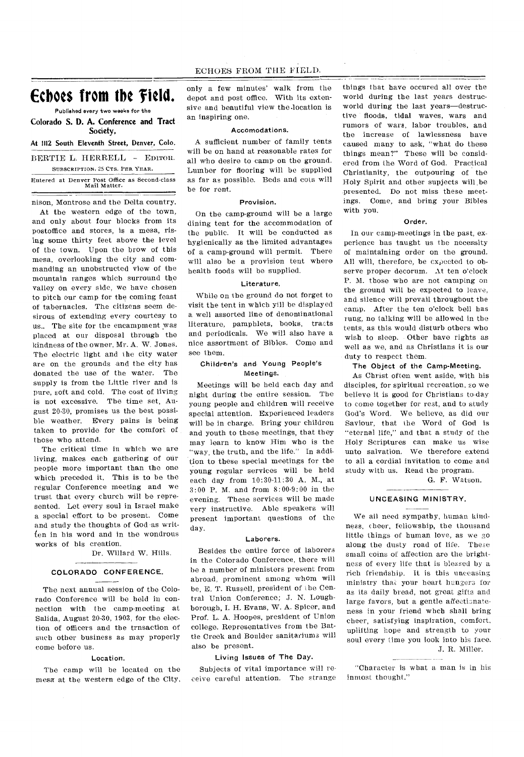# Echoes from the Field.

Published every two weeks for the

**Colorado S. D. A. Conference and Tract Society,**

**At 1112 South Eleventh Street, Denver, Colo.**

BERTIE L. HERRELL - EDITOR.

SUBSCRIPTION, 25 CTS. PER YEAR.

Entered at Denver Post Office as Second-class Mail Matter.

nison, Montrose and the Delta country.

At the western edge of the town, and only about four blocks from its postoffice and stores, is a mesa, rising some thirty feet above the level of the town. Upon the brow of this mesa, overlooking the city and commanding an unobstructed view of the mountain ranges which surround the valley on every side, we have chosen to pitch our camp for the coming feast of tabernacles. The citizens seem desirous of extending every courtesy to us.. The site for the encampment was placed at our disposal through the kindness of the owner, Mr. A. W. Jones. The electric light and the city water are on the grounds and the city has donated the use of the water. The supply is from the Little river and is pure, soft and cold. The cost of living is not excessive. The time set, August 20-30, promises us the best possible weather. Every pains is being taken to provide for the comfort of those who attend.

The critical time in which we are living, makes each gathering of our people more important than the one which preceded it. This is to be the regular Conference meeting and we trust that every church will be represented. Let every soul in Israel make a special effort to be present. Come and study the thoughts of God as written in his word and in the wondrous works of his creation.

Dr. Willard W. Hills.

## COLORADO CONFERENCE.

The next annual session of the Colorado Conference will be held in connection with the camp-meeting at Salida, August 20-30, 1903, for the election of officers and the trnsaction of such other business as may properly come before us.

### Location.

The camp will be located on the mesa at the western edge of the City, only a few minutes' walk from the depot and post office. With its extensive and beautiful view the location is an inspiring one.

### Accomodations.

A sufficient number of family tents will be on hand at reasonable rates for all who desire to camp on the ground. Lumber for flooring will be supplied as far as possible. Beds and cots will be for rent.

### Provision.

On the camp-ground will be a large dining tent for the accommodation of the public. It will be conducted as hygienically as the limited advantages of a camp-ground will permit. There will also be a provision tent where health foods will be supplied.

### Literature.

While on the ground do not forget to visit the tent in which yill be displayed a well assorted line of denominational literature, pamphlets, books, tracts and periodicals. We will also have a nice assortment of Bibles. Come and see them.

### Children's and Young People's Meetings.

Meetings will be held each day and night during the entire session. The young people and children will receive special attention. Experienced leaders will be in charge. Bring your children and youth to these meetings, that they may learn to know Him who is the "way, the truth, and the life." In addition to these special meetings for the young regular services will be held each day from 10:30-11:30 A. M., at 3:00 P. M. and from 8:00-9:00 in the evening. These services will be made very instructive. Able speakers will present important questions of the day.

### Laborers.

Besides the entire force of laborers in the Colorado Conference, there will be a number of ministers present from abroad, prominent among whom will be, E. T. Russell, president of the Central Union Conference; J. N. Loughborough, I. H. Evans, W. A. Spicer, and Prof. L. A. Hoopes, president of Union college. Representatives from the Battle Creek and Boulder sanitariums will also be present.

### Living Issues of The Day.

Subjects of vital importance will receive careful attention. The strange things that have occured all over the world during the last years destrucworld during the last years—destructive floods, tidal waves, wars and rumors of wars, labor troubles, and the increase of lawlessness have caused many to ask, "what do these things mean?" These will be considered from the Word of God. Practical Christianity, the outpouring of the Holy Spirit and other supjects will be presented. Do not miss these meetings. Come, and bring your Bibles with you.

### Order.

In our camp-meetings in the past, experience has taught us the necessity of maintaining order on the ground. All will, therefore, be expected to observe proper decorum. At ten o'clock P. M. those who are not camping on the ground will be expected to leave, and silence will prevail throughout the camp. After the ten o'clock bell has rung, no talking will be allowed in the tents, as this would disturb others who wish to sleep. Other have rights as well as we, and as Christians it is our duty to respect them.

### The Object of the Camp-Meeting.

As Christ often went aside, with his disciples, for spiritual recreation, so we believe it is good for Christians to-day to come together for rest, and to study God's Word. We believe, as did our Saviour, that the Word of God is "eternal life," and that a study of the Holy Scriptures can make us wise unto salvation. We therefore extend to all a cordial invitation to come and study with us. Read the program.

G. F. Watson.

## UNCEASING MINISTRY.

We all need sympathy, human kindness, cheer, fellowship, the thousand little things of human love, as we go along the dusty road of life. These small coins of affection are the brightness of every life that is blessed by a rich friendship. It is this unceasing ministry that your heart hungers for as its daily bread, not great gifts and large favors, but a gentle affectionateness in your friend whch shall bring cheer, satisfying inspiration, comfort, uplifting hope and strength to your soul every time you look into his face.

J. R. Miller.

"Character is what a man is in his inmost thought."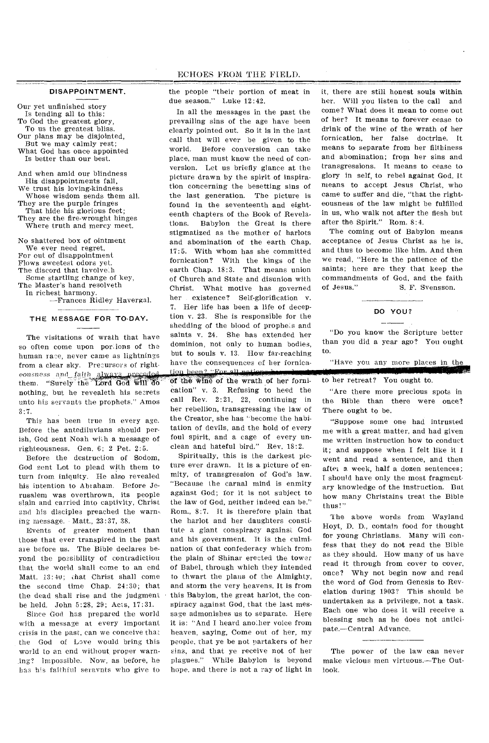## DISAPPOINTMENT.

Our yet unfinished story
  Is tending all to this:
To God the greatest glory,
  To us the greatest bliss.
Our plans may be disjointed,
  But we may calmly rest;
What God has once appointed
  Is better than our best.

And when amid our blindness
  His disappointments fall,
We trust his loving-kindness
  Whose wisdom sends them all.
They are the purple fringes
  That hide his glorious feet;
They are the fire-wrought hinges
  Where truth and mercy meet.

No shattered box of ointment
  We ever need regret,
For out of disappointment
  Flows sweetest odors yet.
The discord that involveth
  Some startling change of key,
The Master's hand resolveth
  In richest harmony.

—Frances Ridley Havergal.

## THE MESSAGE FOR TO-DAY.

The visitations of wrath that have so often come upon portions of the human race, never came as lightnings from a clear sky. Precursors of righteousness and faith always preceded them. "Surely the Lord God will do nothing, but he revealeth his secrets unto his servants the prophets." Amos 3:7.

This has been true in every age. Before the antediluvians should perish, God sent Noah with a message of righteousness. Gen. 6; 2 Pet. 2:5.

Before the destruction of Sodom, God sent Lot to plead with them to turn from iniquity. He also revealed his intention to Abraham. Before Jerusalem was overthrown, its people slain and carried into captivity, Christ and his disciples preached the warning message. Matt., 23:37, 38.

Events of greater moment than those that ever transpired in the past are before us. The Bible declares beyond the possibility of contradiction that the world shall come to an end Matt. 13:40; that Christ shall come the second time Chap. 24:30; that the dead shall rise and the judgment be held. John 5:28, 29; Acts, 17:31.

Since God has prepared the world with a message at every important crisis in the past, can we conceive that the God of Love would bring this world to an end without proper warning? Impossible. Now, as before, he has his faithful seravnts who give to the people "their portion of meat in due season." Luke 12:42.

In all the messages in the past the prevailing sins of the age have been clearly pointed out. So it is in the last call that will ever be given to the world. Before conversion can take place, man must know the need of conversion. Let us briefly glance at the picture drawn by the spirit of inspiration concerning the besetting sins of the last generation. The picture is found in the seventeenth and eighteenth chapters of the Book of Revelations. Babylon the Great is there stigmatized as the mother of harlots and abomination of the earth Chap. 17:5. With whom has she committed fornication? With the kings of the earth Chap. 18:3. That means union of Church and State and disunion with Christ. What motive has governed her existence? Self-glorification v. 7. Her life has been a life of deception v. 23. She is responsible for the shedding of the blood of prophets and saints v. 24. She has extended her dominion, not only to human bodies, but to souls v. 13. How far-reaching have the consequences of her fornication been? "For all nations ... of the wine of the wrath of her fornication" v. 3. Refusing to heed the call Rev. 2:21, 22, continuing in her rebellion, transgressing the law of the Creator, she has "become the habitation of devils, and the hold of every foul spirit, and a cage of every unclean and hateful bird." Rev. 18:2.

Spiritually, this is the darkest picture ever drawn. It is a picture of enmity, of transgression of God's law. "Because the carnal mind is enmity against God; for it is not subject to the law of God, neither indeed can be." Rom., 8:7. It is therefore plain that the harlot and her daughters constitute a giant conspiracy against God and his government. It is the culmination of that confederacy which from the plain of Shinar erected the tower of Babel, through which they intended to thwart the plans of the Almighty, and storm the very heavens. It is from this Babylon, the great harlot, the conspiracy against God, that the last message admonishes us to separate. Here it is: "And I heard another voice from heaven, saying, Come out of her, my people, that ye be not partakers of her sins, and that ye receive not of her plagues." While Babylon is beyond hope, and there is not a ray of light in it, there are still honest souls within her. Will you listen to the call and come? What does it mean to come out of her? It means to forever cease to drink of the wine of the wrath of her fornication, her false doctrine. It means to separate from her filthiness and abomination; from her sins and transgressions. It means to cease to glory in self, to rebel against God. It means to accept Jesus Christ, who came to suffer and die, "that the righteousness of the law might be fulfilled in us, who walk not after the flesh but after the Spirit." Rom. 8:4.

The coming out of Babylon means acceptance of Jesus Christ as he is, and thus to become like him. And then we read, "Here is the patience of the saints; here are they that keep the commandments of God, and the faith of Jesus."

S. F. Svensson.

## DO YOU?

"Do you know the Scripture better than you did a year ago? You ought to.

"Have you any more places in the ... to her retreat? You ought to.

"Are there more precious spots in the Bible than there were once? There ought to be.

"Suppose some one had intrusted me with a great matter, and had given me written instruction how to conduct it; and suppose when I felt like it I went and read a sentence, and then after a week, half a dozen sentences; I should have only the most fragmentary knowledge of the instruction. But how many Christains treat the Bible thus!"

The above words from Wayland Hoyt, D. D., contain food for thought for young Christians. Many will confess that they do not read the Bible as they should. How many of us have read it through from cover to cover, once? Why not begin now and read the word of God from Genesis to Revelation during 1903? This should be undertaken as a privilege, not a task. Each one who does it will receive a blessing such as he does not anticipate.—Central Advance.

The power of the law can never make vicious men virtuous.—The Outlook.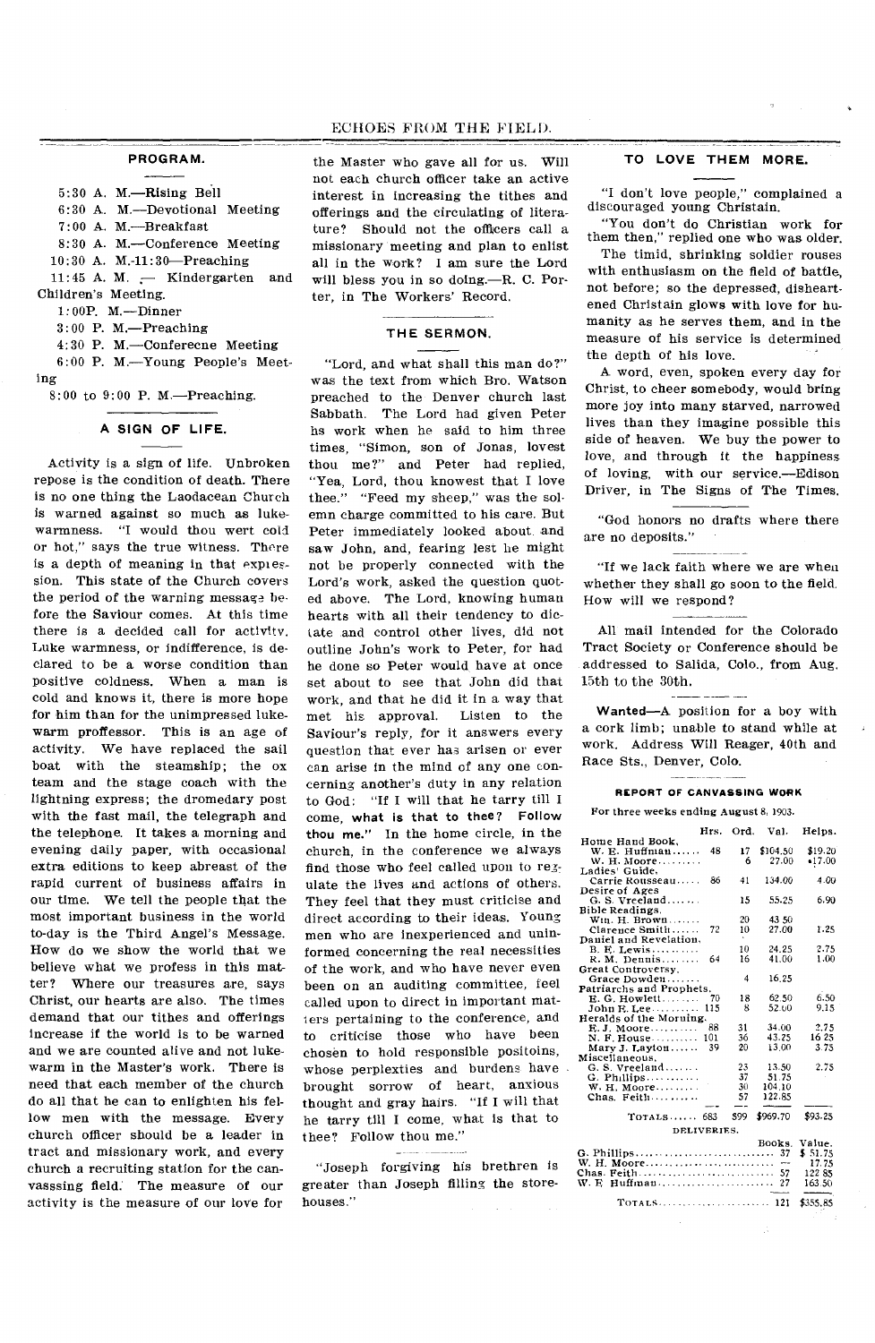## PROGRAM.

5:30 A. M.—Rising Bell
6:30 A. M.—Devotional Meeting
7:00 A. M.—Breakfast
8:30 A. M.—Conference Meeting
10:30 A. M.-11:30—Preaching
11:45 A. M. — Kindergarten and Children's Meeting.
1:00P. M.—Dinner
3:00 P. M.—Preaching
4:30 P. M.—Conferecne Meeting
6:00 P. M.—Young People's Meeting
8:00 to 9:00 P. M.—Preaching.

## A SIGN OF LIFE.

Activity is a sign of life. Unbroken repose is the condition of death. There is no one thing the Laodacean Church is warned against so much as luke-warmness. "I would thou wert cold or hot," says the true witness. There is a depth of meaning in that expression. This state of the Church covers the period of the warning message before the Saviour comes. At this time there is a decided call for activity. Luke warmness, or indifference, is declared to be a worse condition than positive coldness. When a man is cold and knows it, there is more hope for him than for the unimpressed luke-warm proffessor. This is an age of activity. We have replaced the sail boat with the steamship; the ox team and the stage coach with the lightning express; the dromedary post with the fast mail, the telegraph and the telephone. It takes a morning and evening daily paper, with occasional extra editions to keep abreast of the rapid current of business affairs in our time. We tell the people that the most important business in the world to-day is the Third Angel's Message. How do we show the world that we believe what we profess in this matter? Where our treasures are, says Christ, our hearts are also. The times demand that our tithes and offerings increase if the world is to be warned and we are counted alive and not luke-warm in the Master's work. There is need that each member of the church do all that he can to enlighten his fellow men with the message. Every church officer should be a leader in tract and missionary work, and every church a recruiting station for the canvasssing field. The measure of our activity is the measure of our love for the Master who gave all for us. Will not each church officer take an active interest in increasing the tithes and offerings and the circulating of literature? Should not the officers call a missionary meeting and plan to enlist all in the work? I am sure the Lord will bless you in so doing.—R. C. Porter, in The Workers' Record.

## THE SERMON.

"Lord, and what shall this man do?" was the text from which Bro. Watson preached to the Denver church last Sabbath. The Lord had given Peter hs work when he said to him three times, "Simon, son of Jonas, lovest thou me?" and Peter had replied, "Yea, Lord, thou knowest that I love thee." "Feed my sheep," was the solemn charge committed to his care. But Peter immediately looked about and saw John, and, fearing lest he might not be properly connected with the Lord's work, asked the question quoted above. The Lord, knowing human hearts with all their tendency to dictate and control other lives, did not outline John's work to Peter, for had he done so Peter would have at once set about to see that John did that work, and that he did it in a way that met his approval. Listen to the Saviour's reply, for it answers every question that ever has arisen or ever can arise in the mind of any one concerning another's duty in any relation to God: "If I will that he tarry till I come, **what is that to thee? Follow thou me.**" In the home circle, in the church, in the conference we always find those who feel called upon to regulate the lives and actions of others. They feel that they must criticise and direct according to their ideas. Young men who are inexperienced and uninformed concerning the real necessities of the work, and who have never even been on an auditing committee, feel called upon to direct in important matters pertaining to the conference, and to criticise those who have been chosen to hold responsible positoins, whose perplexities and burdens have brought sorrow of heart, anxious thought and gray hairs. "If I will that he tarry till I come, what is that to thee? Follow thou me."

"Joseph forgiving his brethren is greater than Joseph filling the storehouses."

## TO LOVE THEM MORE.

"I don't love people," complained a discouraged young Christain.

"You don't do Christian work for them then," replied one who was older.

The timid, shrinking soldier rouses with enthusiasm on the field of battle, not before; so the depressed, disheartened Christain glows with love for humanity as he serves them, and in the measure of his service is determined the depth of his love.

A word, even, spoken every day for Christ, to cheer somebody, would bring more joy into many starved, narrowed lives than they imagine possible this side of heaven. We buy the power to love, and through it the happiness of loving, with our service.—Edison Driver, in The Signs of The Times.

"God honors no drafts where there are no deposits."

"If we lack faith where we are when whether they shall go soon to the field. How will we respond?

All mail intended for the Colorado Tract Society or Conference should be addressed to Salida, Colo., from Aug. 15th to the 30th.

**Wanted**—A position for a boy with a cork limb; unable to stand while at work. Address Will Reager, 40th and Race Sts., Denver, Colo.

### REPORT OF CANVASSING WORK

For three weeks ending August 8, 1903.

| | Hrs. | Ord. | Val. | Helps. |
|---|---|---|---|---|
| Home Hand Book. | | | | |
| W. E. Huffman | 48 | 17 | $104.50 | $19.20 |
| W. H. Moore | | 6 | 27.00 | •17.00 |
| Ladies' Guide. | | | | |
| Carrie Rousseau | 86 | 41 | 134.00 | 4.00 |
| Desire of Ages | | | | |
| G. S. Vreeland | | 15 | 55.25 | 6.90 |
| Bible Readings. | | | | |
| Wm. H. Brown | | 20 | 43.50 | |
| Clarence Smith | 72 | 10 | 27.00 | 1.25 |
| Daniel and Revelation. | | | | |
| B. E. Lewis | | 10 | 24.25 | 2.75 |
| R. M. Dennis | 64 | 16 | 41.00 | 1.00 |
| Great Controversy. | | | | |
| Grace Dowden | | 4 | 16.25 | |
| Patriarchs and Prophets. | | | | |
| E. G. Howlett | 70 | 18 | 62.50 | 6.50 |
| John E. Lee | 115 | 8 | 52.00 | 9.15 |
| Heralds of the Morning. | | | | |
| E. J. Moore | 88 | 31 | 34.00 | 2.75 |
| N. F. House | 101 | 36 | 43.25 | 16.25 |
| Mary J. Layton | 39 | 20 | 13.00 | 3.75 |
| Miscellaneous. | | | | |
| G. S. Vreeland | | 23 | 13.50 | 2.75 |
| G. Phillips | | 37 | 51.75 | |
| W. H. Moore | | 30 | 104.10 | |
| Chas. Feith | | 57 | 122.85 | |
| TOTALS | 683 | 399 | $969.70 | $93.25 |

DELIVERIES.

| | Books. | Value. |
|---|---|---|
| G. Phillips | 37 | $ 51.75 |
| W. H. Moore | — | 17.75 |
| Chas. Feith | 57 | 122.85 |
| W. E. Huffman | 27 | 163.50 |
| TOTALS | 121 | $355.85 |